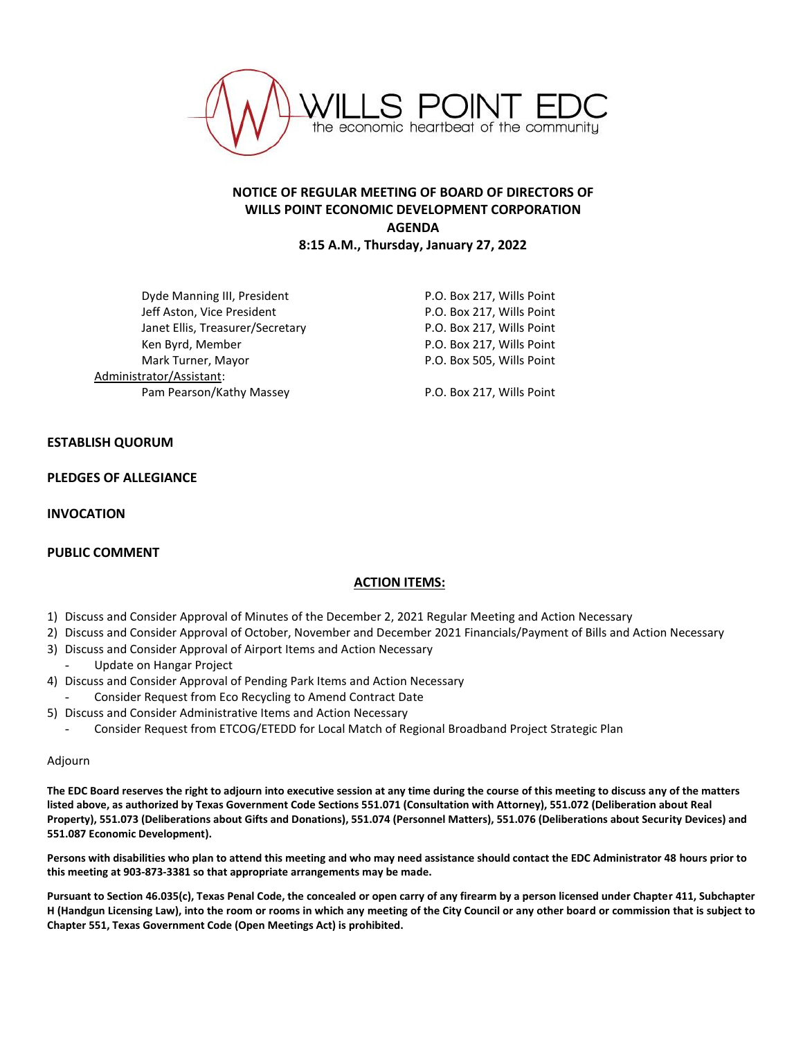WILLS POINT EDC
the economic heartbeat of the community

# NOTICE OF REGULAR MEETING OF BOARD OF DIRECTORS OF WILLS POINT ECONOMIC DEVELOPMENT CORPORATION
## AGENDA
### 8:15 A.M., Thursday, January 27, 2022

| | |
|---|---|
| Dyde Manning III, President | P.O. Box 217, Wills Point |
| Jeff Aston, Vice President | P.O. Box 217, Wills Point |
| Janet Ellis, Treasurer/Secretary | P.O. Box 217, Wills Point |
| Ken Byrd, Member | P.O. Box 217, Wills Point |
| Mark Turner, Mayor | P.O. Box 505, Wills Point |
| Administrator/Assistant: | |
| Pam Pearson/Kathy Massey | P.O. Box 217, Wills Point |

**ESTABLISH QUORUM**

**PLEDGES OF ALLEGIANCE**

**INVOCATION**

**PUBLIC COMMENT**

**ACTION ITEMS:**

1) Discuss and Consider Approval of Minutes of the December 2, 2021 Regular Meeting and Action Necessary
2) Discuss and Consider Approval of October, November and December 2021 Financials/Payment of Bills and Action Necessary
3) Discuss and Consider Approval of Airport Items and Action Necessary
   - Update on Hangar Project
4) Discuss and Consider Approval of Pending Park Items and Action Necessary
   - Consider Request from Eco Recycling to Amend Contract Date
5) Discuss and Consider Administrative Items and Action Necessary
   - Consider Request from ETCOG/ETEDD for Local Match of Regional Broadband Project Strategic Plan

Adjourn

**The EDC Board reserves the right to adjourn into executive session at any time during the course of this meeting to discuss any of the matters listed above, as authorized by Texas Government Code Sections 551.071 (Consultation with Attorney), 551.072 (Deliberation about Real Property), 551.073 (Deliberations about Gifts and Donations), 551.074 (Personnel Matters), 551.076 (Deliberations about Security Devices) and 551.087 Economic Development).**

**Persons with disabilities who plan to attend this meeting and who may need assistance should contact the EDC Administrator 48 hours prior to this meeting at 903-873-3381 so that appropriate arrangements may be made.**

**Pursuant to Section 46.035(c), Texas Penal Code, the concealed or open carry of any firearm by a person licensed under Chapter 411, Subchapter H (Handgun Licensing Law), into the room or rooms in which any meeting of the City Council or any other board or commission that is subject to Chapter 551, Texas Government Code (Open Meetings Act) is prohibited.**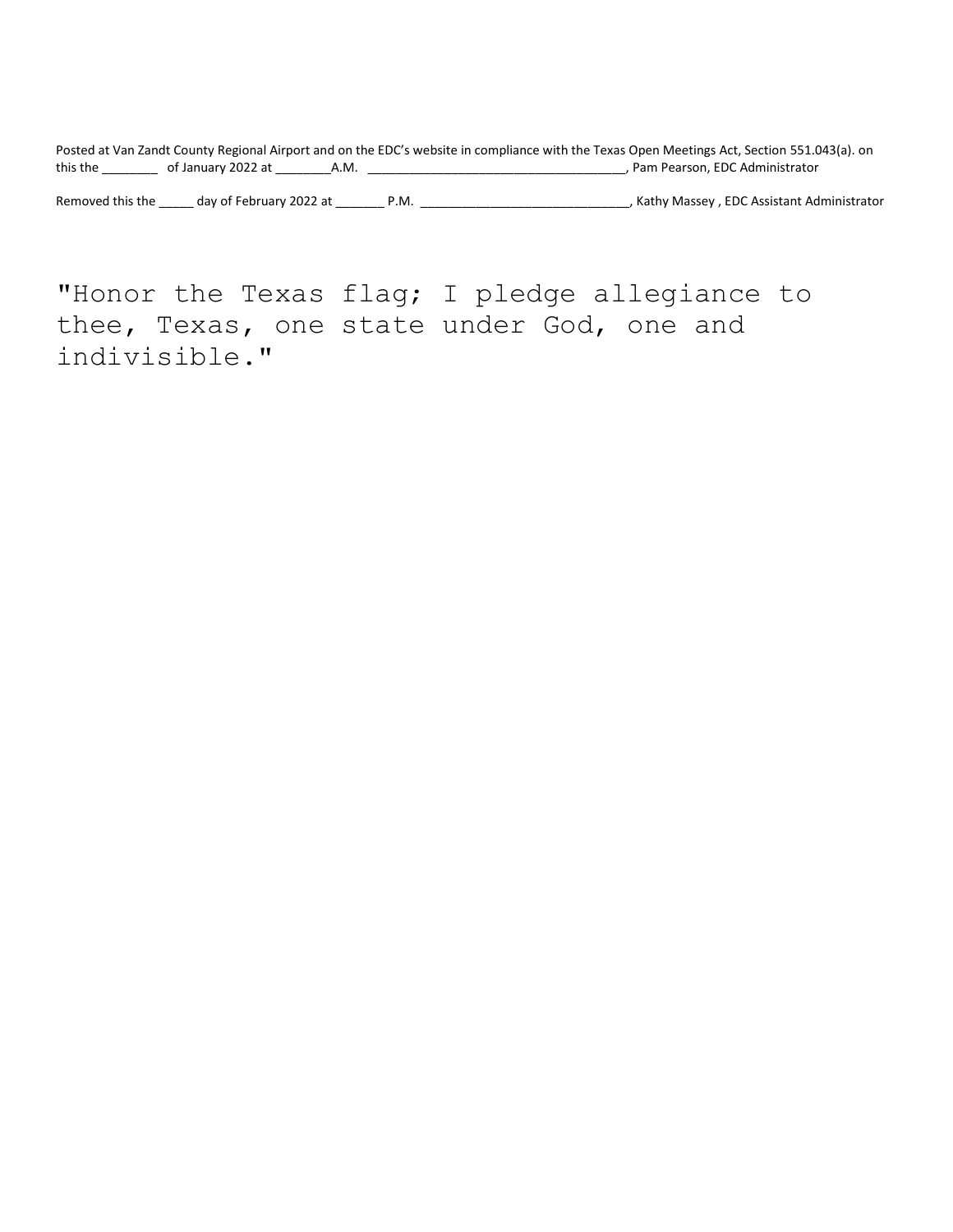Posted at Van Zandt County Regional Airport and on the EDC's website in compliance with the Texas Open Meetings Act, Section 551.043(a). on this the ________ of January 2022 at ________A.M. ____________________________________, Pam Pearson, EDC Administrator

Removed this the _____ day of February 2022 at _______ P.M. ______________________________, Kathy Massey , EDC Assistant Administrator

"Honor the Texas flag; I pledge allegiance to thee, Texas, one state under God, one and indivisible."